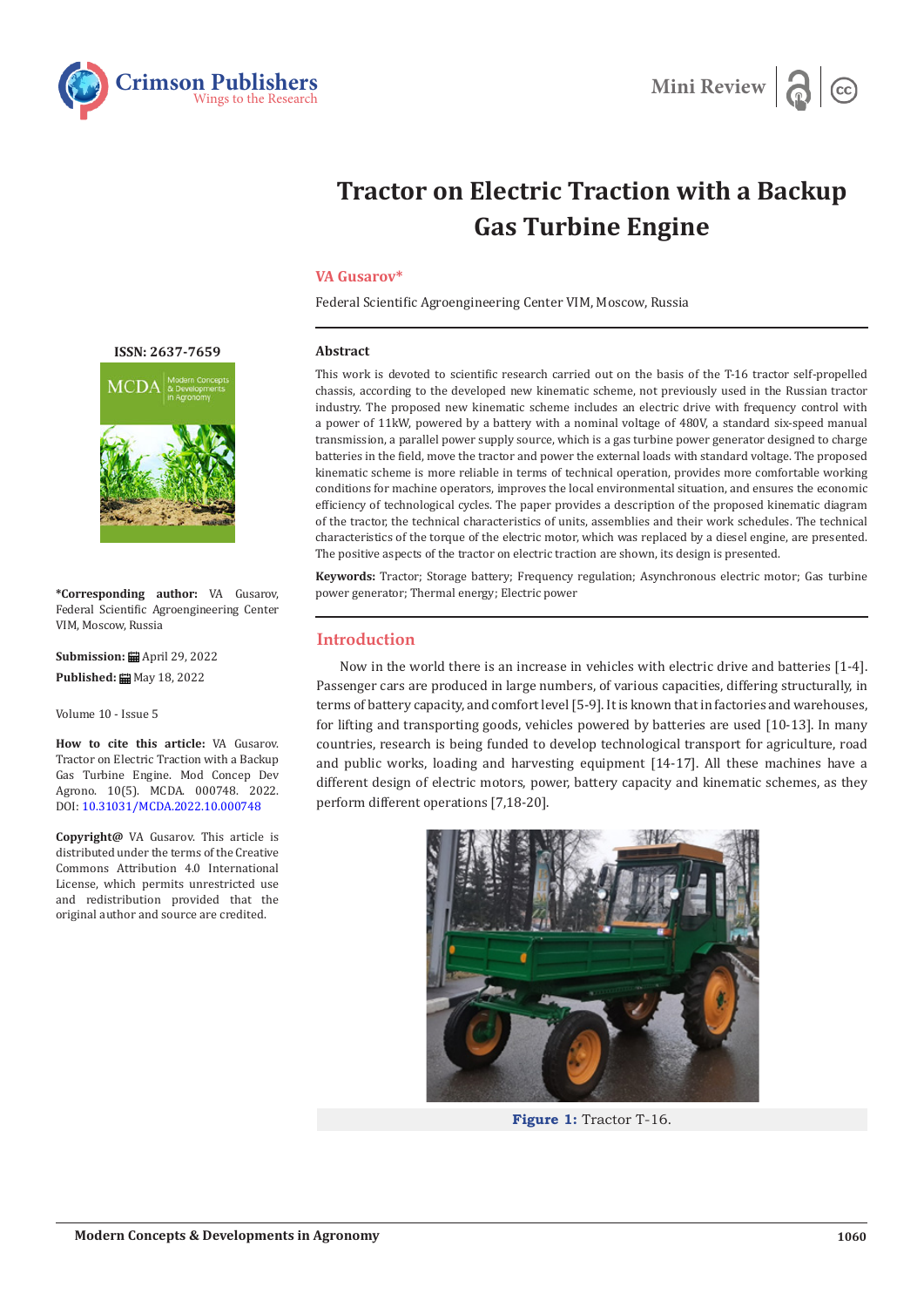Mini Review

# Tractor on Electric Traction with a Backup Gas Turbine Engine

**VA Gusarov***

Federal Scientific Agroengineering Center VIM, Moscow, Russia

ISSN: 2637-7659

**\*Corresponding author:** VA Gusarov, Federal Scientific Agroengineering Center VIM, Moscow, Russia

**Submission:** April 29, 2022

**Published:** May 18, 2022

Volume 10 - Issue 5

**How to cite this article:** VA Gusarov. Tractor on Electric Traction with a Backup Gas Turbine Engine. Mod Concep Dev Agrono. 10(5). MCDA. 000748. 2022. DOI: 10.31031/MCDA.2022.10.000748

**Copyright@** VA Gusarov. This article is distributed under the terms of the Creative Commons Attribution 4.0 International License, which permits unrestricted use and redistribution provided that the original author and source are credited.

## Abstract

This work is devoted to scientific research carried out on the basis of the T-16 tractor self-propelled chassis, according to the developed new kinematic scheme, not previously used in the Russian tractor industry. The proposed new kinematic scheme includes an electric drive with frequency control with a power of 11kW, powered by a battery with a nominal voltage of 480V, a standard six-speed manual transmission, a parallel power supply source, which is a gas turbine power generator designed to charge batteries in the field, move the tractor and power the external loads with standard voltage. The proposed kinematic scheme is more reliable in terms of technical operation, provides more comfortable working conditions for machine operators, improves the local environmental situation, and ensures the economic efficiency of technological cycles. The paper provides a description of the proposed kinematic diagram of the tractor, the technical characteristics of units, assemblies and their work schedules. The technical characteristics of the torque of the electric motor, which was replaced by a diesel engine, are presented. The positive aspects of the tractor on electric traction are shown, its design is presented.

**Keywords:** Tractor; Storage battery; Frequency regulation; Asynchronous electric motor; Gas turbine power generator; Thermal energy; Electric power

## Introduction

Now in the world there is an increase in vehicles with electric drive and batteries [1-4]. Passenger cars are produced in large numbers, of various capacities, differing structurally, in terms of battery capacity, and comfort level [5-9]. It is known that in factories and warehouses, for lifting and transporting goods, vehicles powered by batteries are used [10-13]. In many countries, research is being funded to develop technological transport for agriculture, road and public works, loading and harvesting equipment [14-17]. All these machines have a different design of electric motors, power, battery capacity and kinematic schemes, as they perform different operations [7,18-20].

**Figure 1:** Tractor T-16.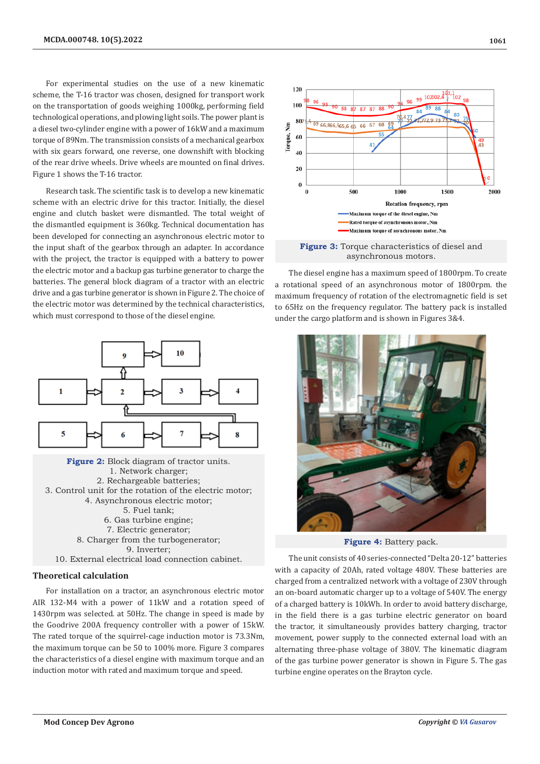For experimental studies on the use of a new kinematic scheme, the T-16 tractor was chosen, designed for transport work on the transportation of goods weighing 1000kg, performing field technological operations, and plowing light soils. The power plant is a diesel two-cylinder engine with a power of 16kW and a maximum torque of 89Nm. The transmission consists of a mechanical gearbox with six gears forward, one reverse, one downshift with blocking of the rear drive wheels. Drive wheels are mounted on final drives. Figure 1 shows the T-16 tractor.

Research task. The scientific task is to develop a new kinematic scheme with an electric drive for this tractor. Initially, the diesel engine and clutch basket were dismantled. The total weight of the dismantled equipment is 360kg. Technical documentation has been developed for connecting an asynchronous electric motor to the input shaft of the gearbox through an adapter. In accordance with the project, the tractor is equipped with a battery to power the electric motor and a backup gas turbine generator to charge the batteries. The general block diagram of a tractor with an electric drive and a gas turbine generator is shown in Figure 2. The choice of the electric motor was determined by the technical characteristics, which must correspond to those of the diesel engine.

**Figure 2:** Block diagram of tractor units.
1. Network charger;
2. Rechargeable batteries;
3. Control unit for the rotation of the electric motor;
4. Asynchronous electric motor;
5. Fuel tank;
6. Gas turbine engine;
7. Electric generator;
8. Charger from the turbogenerator;
9. Inverter;
10. External electrical load connection cabinet.

## Theoretical calculation

For installation on a tractor, an asynchronous electric motor AIR 132-M4 with a power of 11kW and a rotation speed of 1430rpm was selected. at 50Hz. The change in speed is made by the Goodrive 200A frequency controller with a power of 15kW. The rated torque of the squirrel-cage induction motor is 73.3Nm, the maximum torque can be 50 to 100% more. Figure 3 compares the characteristics of a diesel engine with maximum torque and an induction motor with rated and maximum torque and speed.

**Figure 3:** Torque characteristics of diesel and asynchronous motors.

The diesel engine has a maximum speed of 1800rpm. To create a rotational speed of an asynchronous motor of 1800rpm. the maximum frequency of rotation of the electromagnetic field is set to 65Hz on the frequency regulator. The battery pack is installed under the cargo platform and is shown in Figures 3&4.

**Figure 4:** Battery pack.

The unit consists of 40 series-connected "Delta 20-12" batteries with a capacity of 20Ah, rated voltage 480V. These batteries are charged from a centralized network with a voltage of 230V through an on-board automatic charger up to a voltage of 540V. The energy of a charged battery is 10kWh. In order to avoid battery discharge, in the field there is a gas turbine electric generator on board the tractor, it simultaneously provides battery charging, tractor movement, power supply to the connected external load with an alternating three-phase voltage of 380V. The kinematic diagram of the gas turbine power generator is shown in Figure 5. The gas turbine engine operates on the Brayton cycle.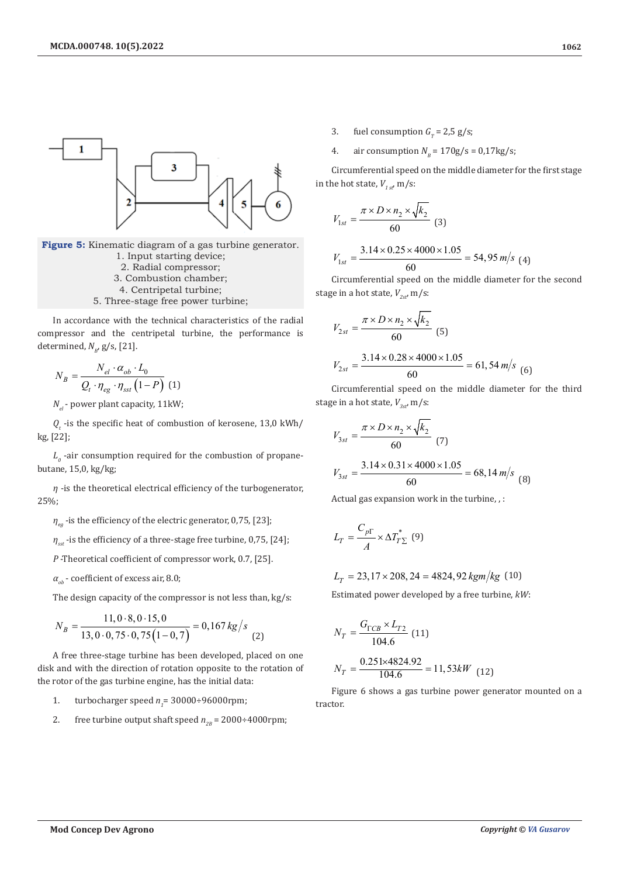**Figure 5:** Kinematic diagram of a gas turbine generator.
1. Input starting device;
2. Radial compressor;
3. Combustion chamber;
4. Centripetal turbine;
5. Three-stage free power turbine;

In accordance with the technical characteristics of the radial compressor and the centripetal turbine, the performance is determined, $N_B$, g/s, [21].

$$N_B = \frac{N_{el} \cdot \alpha_{ob} \cdot L_0}{Q_t \cdot \eta_{eg} \cdot \eta_{sst}\left(1-P\right)} \quad (1)$$

$N_{el}$ - power plant capacity, 11kW;

$Q_t$ -is the specific heat of combustion of kerosene, 13,0 kWh/kg, [22];

$L_0$ -air consumption required for the combustion of propane-butane, 15,0, kg/kg;

$\eta$ -is the theoretical electrical efficiency of the turbogenerator, 25%;

$\eta_{eg}$ -is the efficiency of the electric generator, 0,75, [23];

$\eta_{sst}$ -is the efficiency of a three-stage free turbine, 0,75, [24];

$P$ -Theoretical coefficient of compressor work, 0.7, [25].

$\alpha_{ob}$ - coefficient of excess air, 8.0;

The design capacity of the compressor is not less than, kg/s:

$$N_B = \frac{11,0 \cdot 8,0 \cdot 15,0}{13,0 \cdot 0,75 \cdot 0,75\left(1-0,7\right)} = 0,167\,kg/s \quad (2)$$

A free three-stage turbine has been developed, placed on one disk and with the direction of rotation opposite to the rotation of the rotor of the gas turbine engine, has the initial data:

1. turbocharger speed $n_1$= 30000÷96000rpm;
2. free turbine output shaft speed $n_{2B}$ = 2000÷4000rpm;
3. fuel consumption $G_T$ = 2,5 g/s;
4. air consumption $N_B$ = 170g/s = 0,17kg/s;

Circumferential speed on the middle diameter for the first stage in the hot state, $V_{1st}$, m/s:

$$V_{1st} = \frac{\pi \times D \times n_2 \times \sqrt{k_2}}{60} \quad (3)$$

$$V_{1st} = \frac{3.14 \times 0.25 \times 4000 \times 1.05}{60} = 54,95\,m/s \quad (4)$$

Circumferential speed on the middle diameter for the second stage in a hot state, $V_{2st}$, m/s:

$$V_{2st} = \frac{\pi \times D \times n_2 \times \sqrt{k_2}}{60} \quad (5)$$

$$V_{2st} = \frac{3.14 \times 0.28 \times 4000 \times 1.05}{60} = 61,54\,m/s \quad (6)$$

Circumferential speed on the middle diameter for the third stage in a hot state, $V_{3st}$, m/s:

$$V_{3st} = \frac{\pi \times D \times n_2 \times \sqrt{k_2}}{60} \quad (7)$$

$$V_{3st} = \frac{3.14 \times 0.31 \times 4000 \times 1.05}{60} = 68,14\,m/s \quad (8)$$

Actual gas expansion work in the turbine, , :

$$L_T = \frac{C_{p\Gamma}}{A} \times \Delta T^*_{T\Sigma} \quad (9)$$

$$L_T = 23,17 \times 208,24 = 4824,92\,kgm/kg \quad (10)$$

Estimated power developed by a free turbine, *kW*:

$$N_T = \frac{G_{\Gamma CB} \times L_{T2}}{104.6} \quad (11)$$

$$N_T = \frac{0.251 \times 4824.92}{104.6} = 11,53kW \quad (12)$$

Figure 6 shows a gas turbine power generator mounted on a tractor.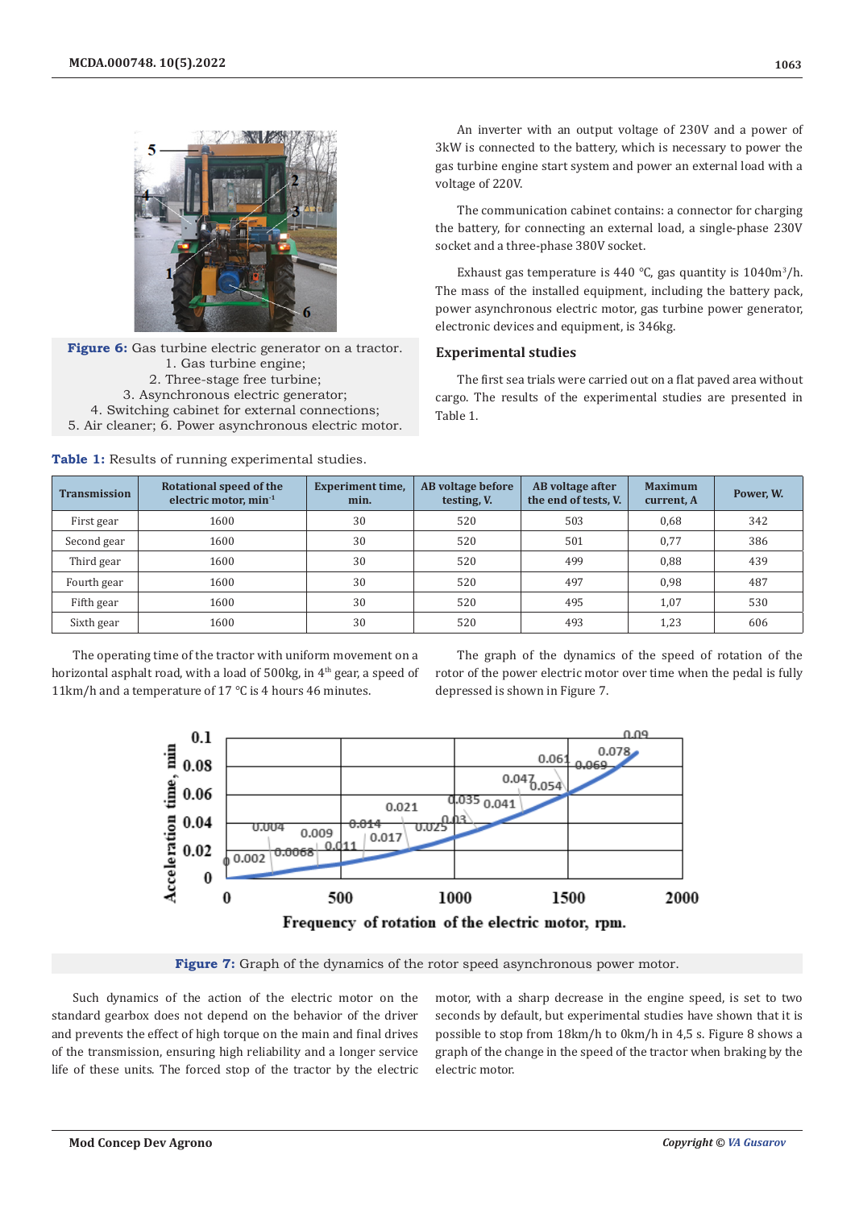**Figure 6:** Gas turbine electric generator on a tractor.
1. Gas turbine engine;
2. Three-stage free turbine;
3. Asynchronous electric generator;
4. Switching cabinet for external connections;
5. Air cleaner; 6. Power asynchronous electric motor.

An inverter with an output voltage of 230V and a power of 3kW is connected to the battery, which is necessary to power the gas turbine engine start system and power an external load with a voltage of 220V.

The communication cabinet contains: a connector for charging the battery, for connecting an external load, a single-phase 230V socket and a three-phase 380V socket.

Exhaust gas temperature is 440 °C, gas quantity is 1040m$^3$/h. The mass of the installed equipment, including the battery pack, power asynchronous electric motor, gas turbine power generator, electronic devices and equipment, is 346kg.

## Experimental studies

The first sea trials were carried out on a flat paved area without cargo. The results of the experimental studies are presented in Table 1.

**Table 1:** Results of running experimental studies.

| Transmission | Rotational speed of the electric motor, min$^{-1}$ | Experiment time, min. | AB voltage before testing, V. | AB voltage after the end of tests, V. | Maximum current, A | Power, W. |
|---|---|---|---|---|---|---|
| First gear | 1600 | 30 | 520 | 503 | 0,68 | 342 |
| Second gear | 1600 | 30 | 520 | 501 | 0,77 | 386 |
| Third gear | 1600 | 30 | 520 | 499 | 0,88 | 439 |
| Fourth gear | 1600 | 30 | 520 | 497 | 0,98 | 487 |
| Fifth gear | 1600 | 30 | 520 | 495 | 1,07 | 530 |
| Sixth gear | 1600 | 30 | 520 | 493 | 1,23 | 606 |

The operating time of the tractor with uniform movement on a horizontal asphalt road, with a load of 500kg, in 4$^{th}$ gear, a speed of 11km/h and a temperature of 17 °C is 4 hours 46 minutes.

The graph of the dynamics of the speed of rotation of the rotor of the power electric motor over time when the pedal is fully depressed is shown in Figure 7.

**Figure 7:** Graph of the dynamics of the rotor speed asynchronous power motor.

Such dynamics of the action of the electric motor on the standard gearbox does not depend on the behavior of the driver and prevents the effect of high torque on the main and final drives of the transmission, ensuring high reliability and a longer service life of these units. The forced stop of the tractor by the electric motor, with a sharp decrease in the engine speed, is set to two seconds by default, but experimental studies have shown that it is possible to stop from 18km/h to 0km/h in 4,5 s. Figure 8 shows a graph of the change in the speed of the tractor when braking by the electric motor.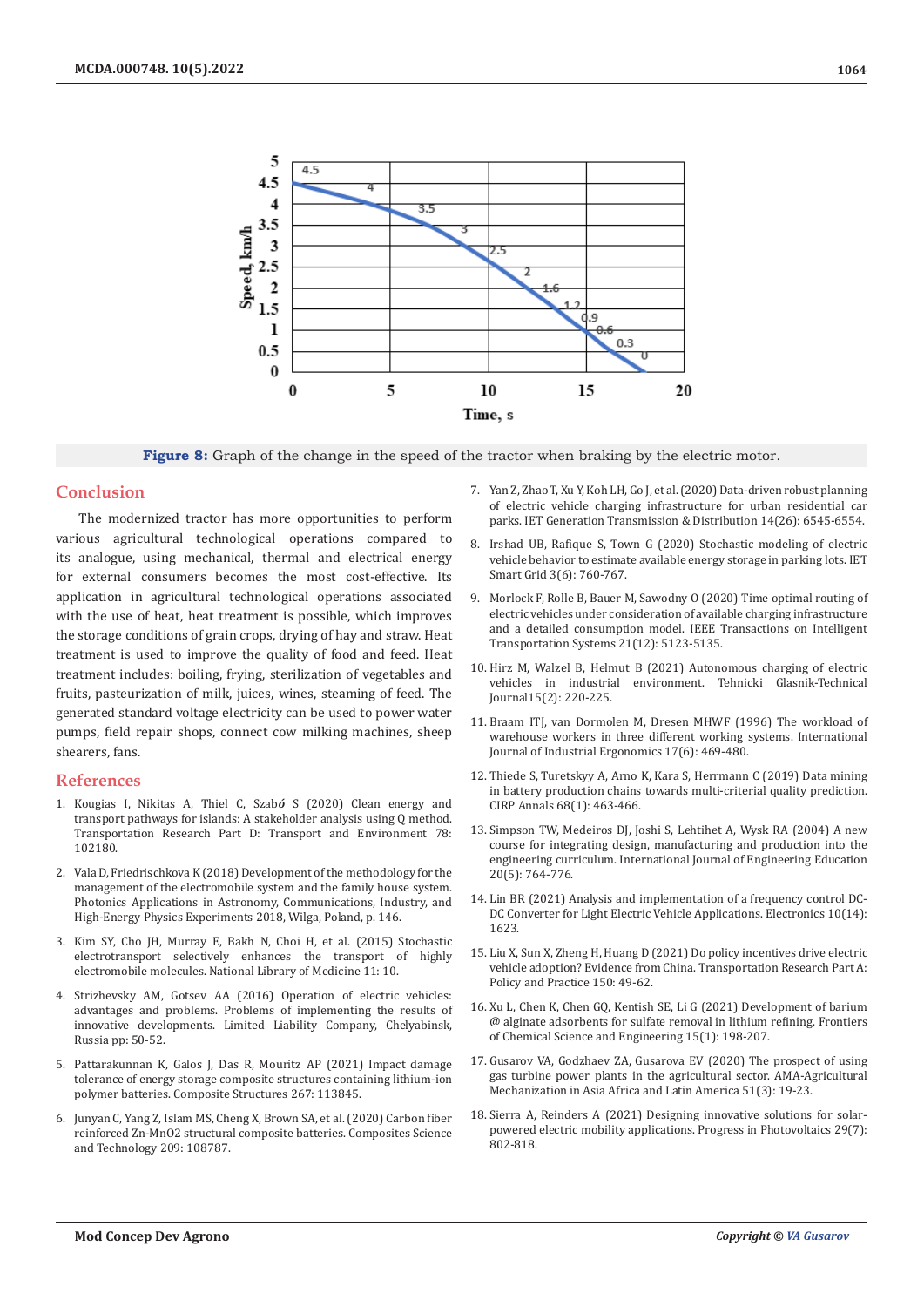Figure 8: Graph of the change in the speed of the tractor when braking by the electric motor.

## Conclusion

The modernized tractor has more opportunities to perform various agricultural technological operations compared to its analogue, using mechanical, thermal and electrical energy for external consumers becomes the most cost-effective. Its application in agricultural technological operations associated with the use of heat, heat treatment is possible, which improves the storage conditions of grain crops, drying of hay and straw. Heat treatment is used to improve the quality of food and feed. Heat treatment includes: boiling, frying, sterilization of vegetables and fruits, pasteurization of milk, juices, wines, steaming of feed. The generated standard voltage electricity can be used to power water pumps, field repair shops, connect cow milking machines, sheep shearers, fans.

## References

1. Kougias I, Nikitas A, Thiel C, Szabó S (2020) Clean energy and transport pathways for islands: A stakeholder analysis using Q method. Transportation Research Part D: Transport and Environment 78: 102180.
2. Vala D, Friedrischkova K (2018) Development of the methodology for the management of the electromobile system and the family house system. Photonics Applications in Astronomy, Communications, Industry, and High-Energy Physics Experiments 2018, Wilga, Poland, p. 146.
3. Kim SY, Cho JH, Murray E, Bakh N, Choi H, et al. (2015) Stochastic electrotransport selectively enhances the transport of highly electromobile molecules. National Library of Medicine 11: 10.
4. Strizhevsky AM, Gotsev AA (2016) Operation of electric vehicles: advantages and problems. Problems of implementing the results of innovative developments. Limited Liability Company, Chelyabinsk, Russia pp: 50-52.
5. Pattarakunnan K, Galos J, Das R, Mouritz AP (2021) Impact damage tolerance of energy storage composite structures containing lithium-ion polymer batteries. Composite Structures 267: 113845.
6. Junyan C, Yang Z, Islam MS, Cheng X, Brown SA, et al. (2020) Carbon fiber reinforced Zn-MnO2 structural composite batteries. Composites Science and Technology 209: 108787.
7. Yan Z, Zhao T, Xu Y, Koh LH, Go J, et al. (2020) Data-driven robust planning of electric vehicle charging infrastructure for urban residential car parks. IET Generation Transmission & Distribution 14(26): 6545-6554.
8. Irshad UB, Rafique S, Town G (2020) Stochastic modeling of electric vehicle behavior to estimate available energy storage in parking lots. IET Smart Grid 3(6): 760-767.
9. Morlock F, Rolle B, Bauer M, Sawodny O (2020) Time optimal routing of electric vehicles under consideration of available charging infrastructure and a detailed consumption model. IEEE Transactions on Intelligent Transportation Systems 21(12): 5123-5135.
10. Hirz M, Walzel B, Helmut B (2021) Autonomous charging of electric vehicles in industrial environment. Tehnicki Glasnik-Technical Journal15(2): 220-225.
11. Braam ITJ, van Dormolen M, Dresen MHWF (1996) The workload of warehouse workers in three different working systems. International Journal of Industrial Ergonomics 17(6): 469-480.
12. Thiede S, Turetskyy A, Arno K, Kara S, Herrmann C (2019) Data mining in battery production chains towards multi-criterial quality prediction. CIRP Annals 68(1): 463-466.
13. Simpson TW, Medeiros DJ, Joshi S, Lehtihet A, Wysk RA (2004) A new course for integrating design, manufacturing and production into the engineering curriculum. International Journal of Engineering Education 20(5): 764-776.
14. Lin BR (2021) Analysis and implementation of a frequency control DC-DC Converter for Light Electric Vehicle Applications. Electronics 10(14): 1623.
15. Liu X, Sun X, Zheng H, Huang D (2021) Do policy incentives drive electric vehicle adoption? Evidence from China. Transportation Research Part A: Policy and Practice 150: 49-62.
16. Xu L, Chen K, Chen GQ, Kentish SE, Li G (2021) Development of barium @ alginate adsorbents for sulfate removal in lithium refining. Frontiers of Chemical Science and Engineering 15(1): 198-207.
17. Gusarov VA, Godzhaev ZA, Gusarova EV (2020) The prospect of using gas turbine power plants in the agricultural sector. AMA-Agricultural Mechanization in Asia Africa and Latin America 51(3): 19-23.
18. Sierra A, Reinders A (2021) Designing innovative solutions for solar-powered electric mobility applications. Progress in Photovoltaics 29(7): 802-818.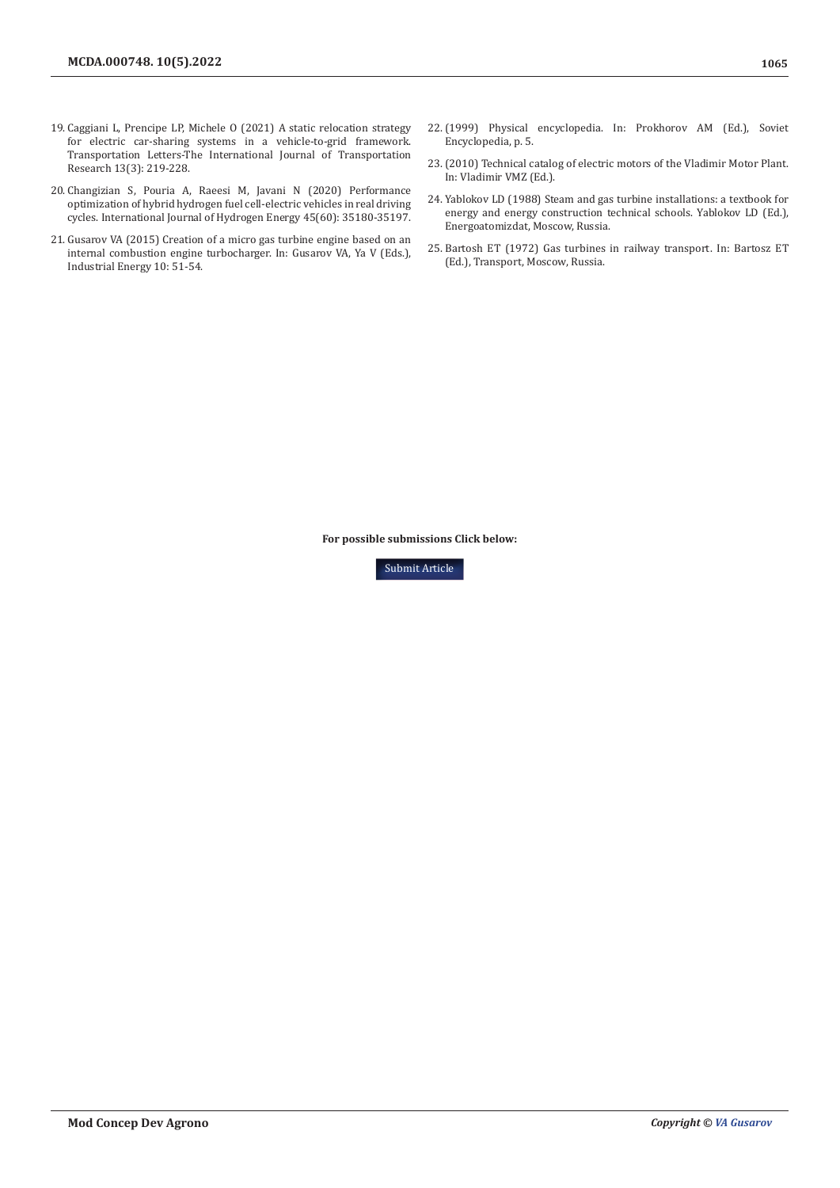19. Caggiani L, Prencipe LP, Michele O (2021) A static relocation strategy for electric car-sharing systems in a vehicle-to-grid framework. Transportation Letters-The International Journal of Transportation Research 13(3): 219-228.

20. Changizian S, Pouria A, Raeesi M, Javani N (2020) Performance optimization of hybrid hydrogen fuel cell-electric vehicles in real driving cycles. International Journal of Hydrogen Energy 45(60): 35180-35197.

21. Gusarov VA (2015) Creation of a micro gas turbine engine based on an internal combustion engine turbocharger. In: Gusarov VA, Ya V (Eds.), Industrial Energy 10: 51-54.

22. (1999) Physical encyclopedia. In: Prokhorov AM (Ed.), Soviet Encyclopedia, p. 5.

23. (2010) Technical catalog of electric motors of the Vladimir Motor Plant. In: Vladimir VMZ (Ed.).

24. Yablokov LD (1988) Steam and gas turbine installations: a textbook for energy and energy construction technical schools. Yablokov LD (Ed.), Energoatomizdat, Moscow, Russia.

25. Bartosh ET (1972) Gas turbines in railway transport. In: Bartosz ET (Ed.), Transport, Moscow, Russia.

**For possible submissions Click below:**

Submit Article